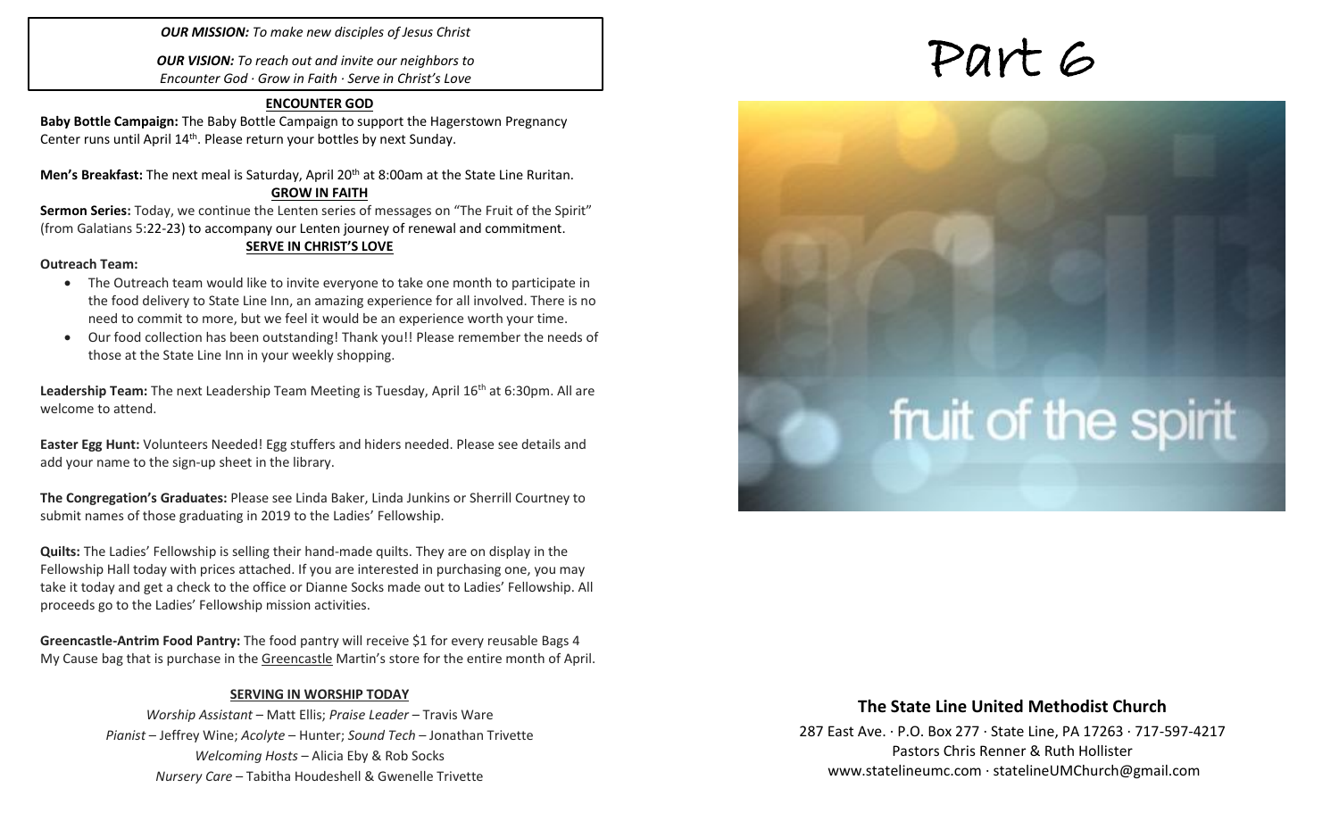***OUR MISSION:*** *To make new disciples of Jesus Christ*

***OUR VISION:*** *To reach out and invite our neighbors to Encounter God · Grow in Faith · Serve in Christ's Love*

## ENCOUNTER GOD

**Baby Bottle Campaign:** The Baby Bottle Campaign to support the Hagerstown Pregnancy Center runs until April 14th. Please return your bottles by next Sunday.

**Men's Breakfast:** The next meal is Saturday, April 20th at 8:00am at the State Line Ruritan.

## GROW IN FAITH

**Sermon Series:** Today, we continue the Lenten series of messages on "The Fruit of the Spirit" (from Galatians 5:22-23) to accompany our Lenten journey of renewal and commitment.

## SERVE IN CHRIST'S LOVE

**Outreach Team:**

- The Outreach team would like to invite everyone to take one month to participate in the food delivery to State Line Inn, an amazing experience for all involved. There is no need to commit to more, but we feel it would be an experience worth your time.
- Our food collection has been outstanding! Thank you!! Please remember the needs of those at the State Line Inn in your weekly shopping.

**Leadership Team:** The next Leadership Team Meeting is Tuesday, April 16th at 6:30pm. All are welcome to attend.

**Easter Egg Hunt:** Volunteers Needed! Egg stuffers and hiders needed. Please see details and add your name to the sign-up sheet in the library.

**The Congregation's Graduates:** Please see Linda Baker, Linda Junkins or Sherrill Courtney to submit names of those graduating in 2019 to the Ladies' Fellowship.

**Quilts:** The Ladies' Fellowship is selling their hand-made quilts. They are on display in the Fellowship Hall today with prices attached. If you are interested in purchasing one, you may take it today and get a check to the office or Dianne Socks made out to Ladies' Fellowship. All proceeds go to the Ladies' Fellowship mission activities.

**Greencastle-Antrim Food Pantry:** The food pantry will receive $1 for every reusable Bags 4 My Cause bag that is purchase in the Greencastle Martin's store for the entire month of April.

## SERVING IN WORSHIP TODAY

*Worship Assistant* – Matt Ellis; *Praise Leader* – Travis Ware
*Pianist* – Jeffrey Wine; *Acolyte* – Hunter; *Sound Tech* – Jonathan Trivette
*Welcoming Hosts* – Alicia Eby & Rob Socks
*Nursery Care* – Tabitha Houdeshell & Gwenelle Trivette

# Part 6

fruit of the spirit

## The State Line United Methodist Church

287 East Ave. · P.O. Box 277 · State Line, PA 17263 · 717-597-4217
Pastors Chris Renner & Ruth Hollister
www.statelineumc.com · statelineUMChurch@gmail.com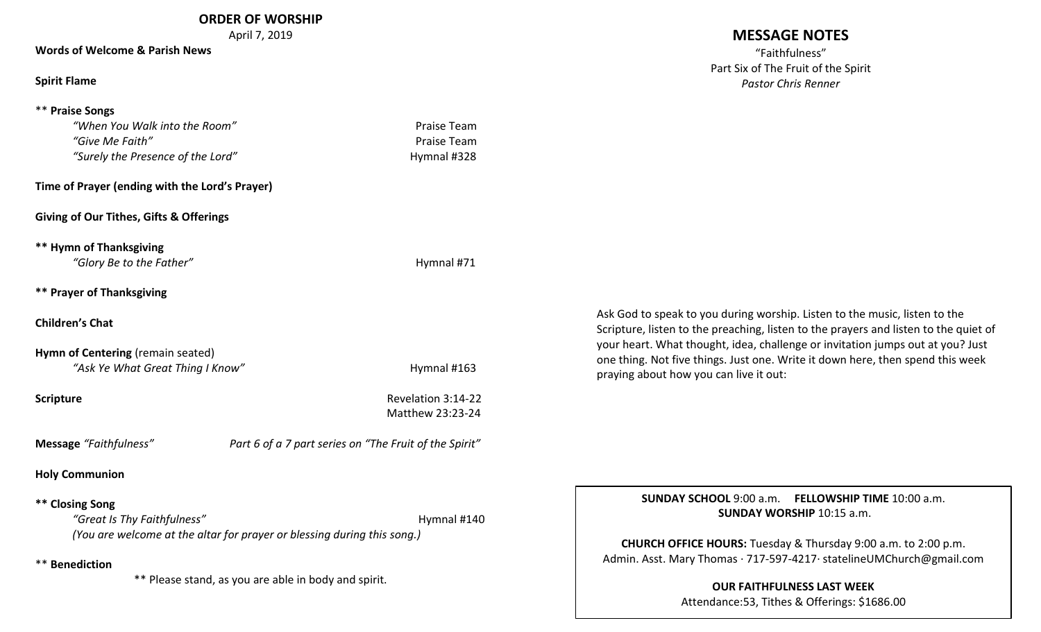## ORDER OF WORSHIP

April 7, 2019

**Words of Welcome & Parish News**

**Spirit Flame**

** **Praise Songs**

| | |
|---|---|
| *"When You Walk into the Room"* | Praise Team |
| *"Give Me Faith"* | Praise Team |
| *"Surely the Presence of the Lord"* | Hymnal #328 |

**Time of Prayer (ending with the Lord's Prayer)**

**Giving of Our Tithes, Gifts & Offerings**

**** Hymn of Thanksgiving**

*"Glory Be to the Father"* — Hymnal #71

**** Prayer of Thanksgiving**

**Children's Chat**

**Hymn of Centering** (remain seated)

*"Ask Ye What Great Thing I Know"* — Hymnal #163

**Scripture** — Revelation 3:14-22, Matthew 23:23-24

**Message** *"Faithfulness"* — *Part 6 of a 7 part series on "The Fruit of the Spirit"*

**Holy Communion**

**** Closing Song**

*"Great Is Thy Faithfulness"* — Hymnal #140

*(You are welcome at the altar for prayer or blessing during this song.)*

** **Benediction**

** Please stand, as you are able in body and spirit.

## MESSAGE NOTES

"Faithfulness"
Part Six of The Fruit of the Spirit
*Pastor Chris Renner*

Ask God to speak to you during worship. Listen to the music, listen to the Scripture, listen to the preaching, listen to the prayers and listen to the quiet of your heart. What thought, idea, challenge or invitation jumps out at you? Just one thing. Not five things. Just one. Write it down here, then spend this week praying about how you can live it out:

**SUNDAY SCHOOL** 9:00 a.m. **FELLOWSHIP TIME** 10:00 a.m.
**SUNDAY WORSHIP** 10:15 a.m.

**CHURCH OFFICE HOURS:** Tuesday & Thursday 9:00 a.m. to 2:00 p.m.
Admin. Asst. Mary Thomas · 717-597-4217· statelineUMChurch@gmail.com

**OUR FAITHFULNESS LAST WEEK**
Attendance:53, Tithes & Offerings: $1686.00